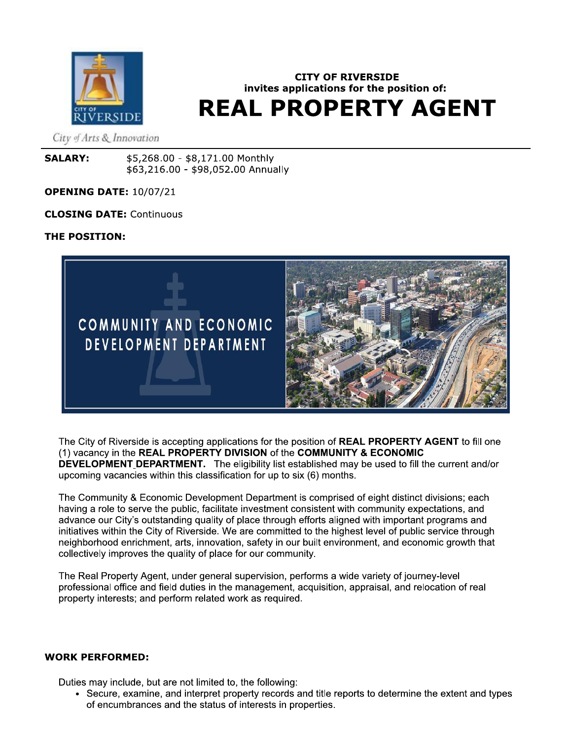CITY OF RIVERSIDE
invites applications for the position of:

# REAL PROPERTY AGENT

City of Arts & Innovation

**SALARY:** $5,268.00 - $8,171.00 Monthly
$63,216.00 - $98,052.00 Annually

**OPENING DATE:** 10/07/21

**CLOSING DATE:** Continuous

**THE POSITION:**

COMMUNITY AND ECONOMIC DEVELOPMENT DEPARTMENT

The City of Riverside is accepting applications for the position of **REAL PROPERTY AGENT** to fill one (1) vacancy in the **REAL PROPERTY DIVISION** of the **COMMUNITY & ECONOMIC DEVELOPMENT DEPARTMENT.** The eligibility list established may be used to fill the current and/or upcoming vacancies within this classification for up to six (6) months.

The Community & Economic Development Department is comprised of eight distinct divisions; each having a role to serve the public, facilitate investment consistent with community expectations, and advance our City's outstanding quality of place through efforts aligned with important programs and initiatives within the City of Riverside. We are committed to the highest level of public service through neighborhood enrichment, arts, innovation, safety in our built environment, and economic growth that collectively improves the quality of place for our community.

The Real Property Agent, under general supervision, performs a wide variety of journey-level professional office and field duties in the management, acquisition, appraisal, and relocation of real property interests; and perform related work as required.

**WORK PERFORMED:**

Duties may include, but are not limited to, the following:

- Secure, examine, and interpret property records and title reports to determine the extent and types of encumbrances and the status of interests in properties.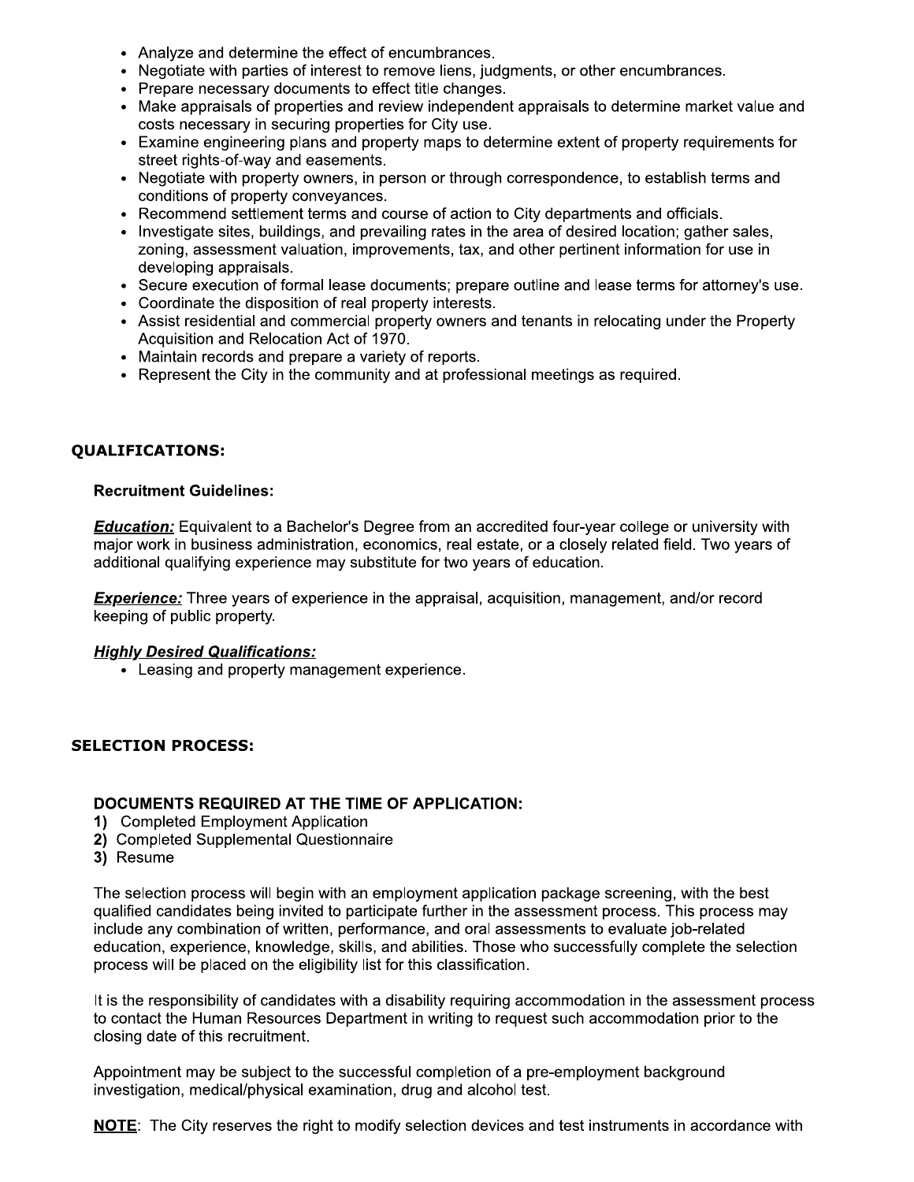- Analyze and determine the effect of encumbrances.
- Negotiate with parties of interest to remove liens, judgments, or other encumbrances.
- Prepare necessary documents to effect title changes.
- Make appraisals of properties and review independent appraisals to determine market value and costs necessary in securing properties for City use.
- Examine engineering plans and property maps to determine extent of property requirements for street rights-of-way and easements.
- Negotiate with property owners, in person or through correspondence, to establish terms and conditions of property conveyances.
- Recommend settlement terms and course of action to City departments and officials.
- Investigate sites, buildings, and prevailing rates in the area of desired location; gather sales, zoning, assessment valuation, improvements, tax, and other pertinent information for use in developing appraisals.
- Secure execution of formal lease documents; prepare outline and lease terms for attorney's use.
- Coordinate the disposition of real property interests.
- Assist residential and commercial property owners and tenants in relocating under the Property Acquisition and Relocation Act of 1970.
- Maintain records and prepare a variety of reports.
- Represent the City in the community and at professional meetings as required.

## QUALIFICATIONS:

### Recruitment Guidelines:

***Education:*** Equivalent to a Bachelor's Degree from an accredited four-year college or university with major work in business administration, economics, real estate, or a closely related field. Two years of additional qualifying experience may substitute for two years of education.

***Experience:*** Three years of experience in the appraisal, acquisition, management, and/or record keeping of public property.

***Highly Desired Qualifications:***

- Leasing and property management experience.

## SELECTION PROCESS:

### DOCUMENTS REQUIRED AT THE TIME OF APPLICATION:

**1)** Completed Employment Application
**2)** Completed Supplemental Questionnaire
**3)** Resume

The selection process will begin with an employment application package screening, with the best qualified candidates being invited to participate further in the assessment process. This process may include any combination of written, performance, and oral assessments to evaluate job-related education, experience, knowledge, skills, and abilities. Those who successfully complete the selection process will be placed on the eligibility list for this classification.

It is the responsibility of candidates with a disability requiring accommodation in the assessment process to contact the Human Resources Department in writing to request such accommodation prior to the closing date of this recruitment.

Appointment may be subject to the successful completion of a pre-employment background investigation, medical/physical examination, drug and alcohol test.

**NOTE**: The City reserves the right to modify selection devices and test instruments in accordance with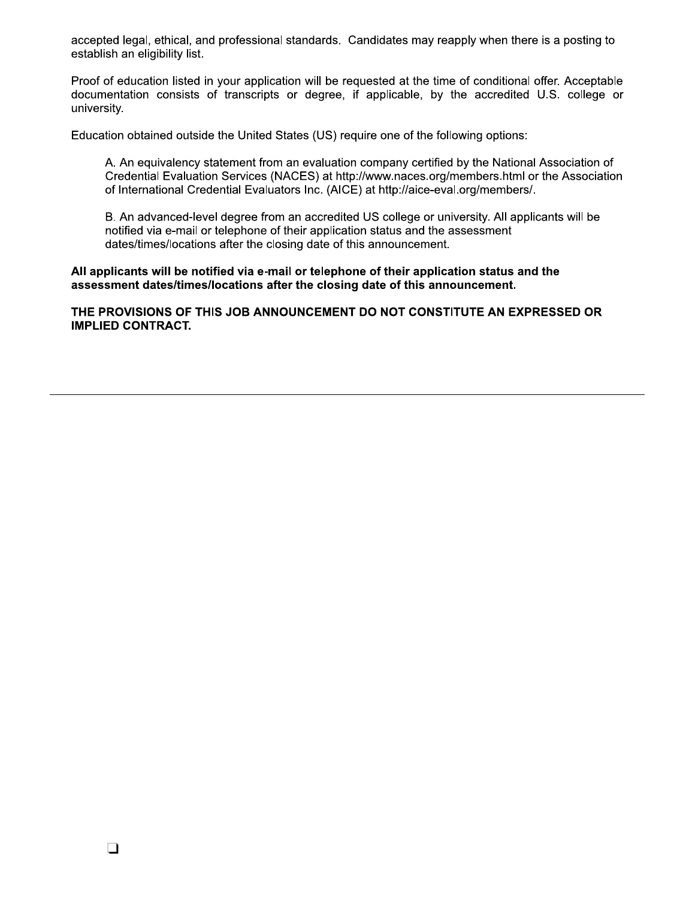accepted legal, ethical, and professional standards. Candidates may reapply when there is a posting to establish an eligibility list.

Proof of education listed in your application will be requested at the time of conditional offer. Acceptable documentation consists of transcripts or degree, if applicable, by the accredited U.S. college or university.

Education obtained outside the United States (US) require one of the following options:

A. An equivalency statement from an evaluation company certified by the National Association of Credential Evaluation Services (NACES) at http://www.naces.org/members.html or the Association of International Credential Evaluators Inc. (AICE) at http://aice-eval.org/members/.

B. An advanced-level degree from an accredited US college or university. All applicants will be notified via e-mail or telephone of their application status and the assessment dates/times/locations after the closing date of this announcement.

**All applicants will be notified via e-mail or telephone of their application status and the assessment dates/times/locations after the closing date of this announcement.**

**THE PROVISIONS OF THIS JOB ANNOUNCEMENT DO NOT CONSTITUTE AN EXPRESSED OR IMPLIED CONTRACT.**

---

❑